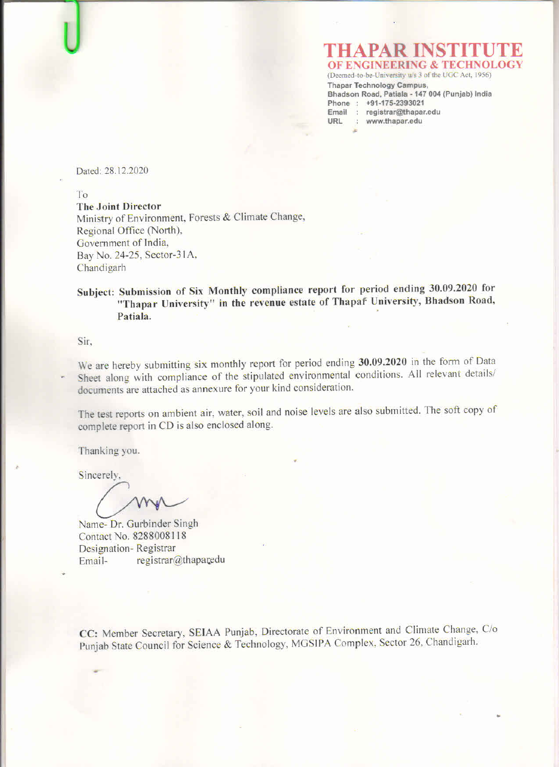# THAPAR INSTITUTE
## OF ENGINEERING & TECHNOLOGY

(Deemed-to-be-University u/s 3 of the UGC Act, 1956)
Thapar Technology Campus,
Bhadson Road, Patiala - 147 004 (Punjab) India
Phone : +91-175-2393021
Email : registrar@thapar.edu
URL : www.thapar.edu

Dated: 28.12.2020

To
**The Joint Director**
Ministry of Environment, Forests & Climate Change,
Regional Office (North),
Government of India,
Bay No. 24-25, Sector-31A,
Chandigarh

**Subject: Submission of Six Monthly compliance report for period ending 30.09.2020 for "Thapar University" in the revenue estate of Thapaf University, Bhadson Road, Patiala.**

Sir,

We are hereby submitting six monthly report for period ending **30.09.2020** in the form of Data Sheet along with compliance of the stipulated environmental conditions. All relevant details/ documents are attached as annexure for your kind consideration.

The test reports on ambient air, water, soil and noise levels are also submitted. The soft copy of complete report in CD is also enclosed along.

Thanking you.

Sincerely,

Name- Dr. Gurbinder Singh
Contact No. 8288008118
Designation- Registrar
Email- registrar@thapar.edu

**CC:** Member Secretary, SEIAA Punjab, Directorate of Environment and Climate Change, C/o Punjab State Council for Science & Technology, MGSIPA Complex, Sector 26, Chandigarh.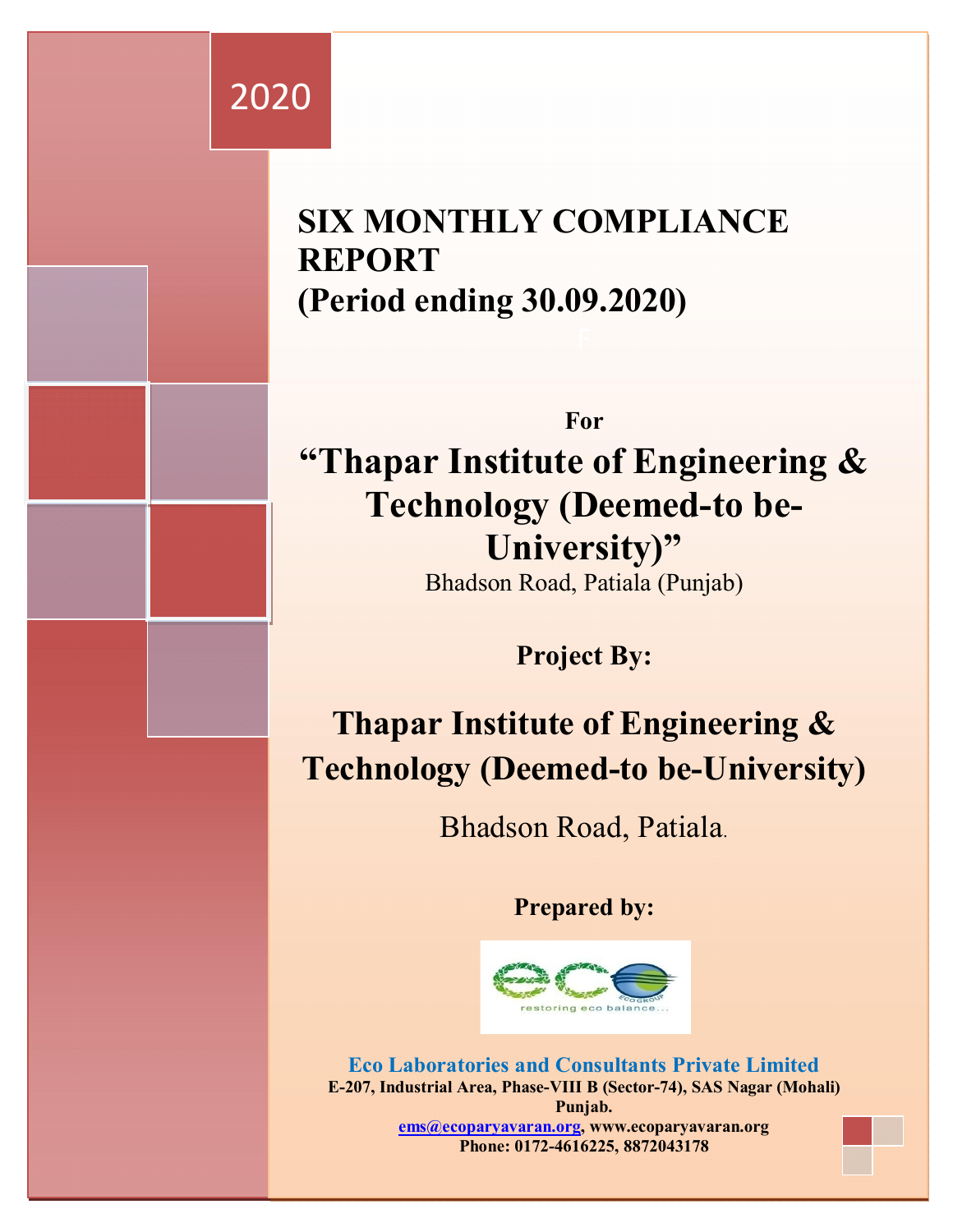2020

# SIX MONTHLY COMPLIANCE REPORT
# (Period ending 30.09.2020)

**For**

## "Thapar Institute of Engineering & Technology (Deemed-to be-University)"

Bhadson Road, Patiala (Punjab)

**Project By:**

## Thapar Institute of Engineering & Technology (Deemed-to be-University)

Bhadson Road, Patiala.

**Prepared by:**

**Eco Laboratories and Consultants Private Limited**

**E-207, Industrial Area, Phase-VIII B (Sector-74), SAS Nagar (Mohali) Punjab.**

**ems@ecoparyavaran.org, www.ecoparyavaran.org**

**Phone: 0172-4616225, 8872043178**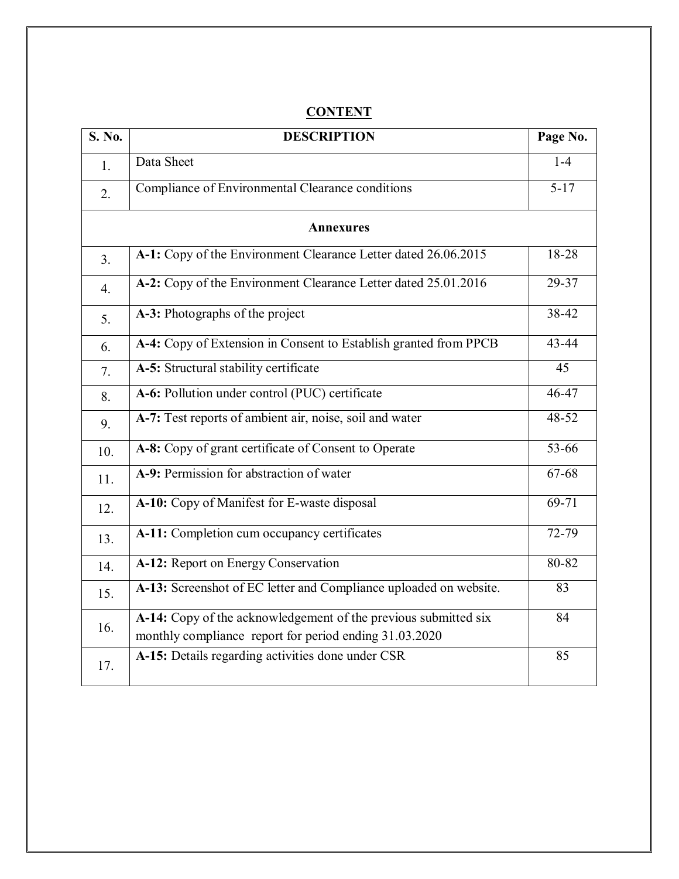# CONTENT

| S. No. | DESCRIPTION | Page No. |
|---|---|---|
| 1. | Data Sheet | 1-4 |
| 2. | Compliance of Environmental Clearance conditions | 5-17 |
| | **Annexures** | |
| 3. | **A-1:** Copy of the Environment Clearance Letter dated 26.06.2015 | 18-28 |
| 4. | **A-2:** Copy of the Environment Clearance Letter dated 25.01.2016 | 29-37 |
| 5. | **A-3:** Photographs of the project | 38-42 |
| 6. | **A-4:** Copy of Extension in Consent to Establish granted from PPCB | 43-44 |
| 7. | **A-5:** Structural stability certificate | 45 |
| 8. | **A-6:** Pollution under control (PUC) certificate | 46-47 |
| 9. | **A-7:** Test reports of ambient air, noise, soil and water | 48-52 |
| 10. | **A-8:** Copy of grant certificate of Consent to Operate | 53-66 |
| 11. | **A-9:** Permission for abstraction of water | 67-68 |
| 12. | **A-10:** Copy of Manifest for E-waste disposal | 69-71 |
| 13. | **A-11:** Completion cum occupancy certificates | 72-79 |
| 14. | **A-12:** Report on Energy Conservation | 80-82 |
| 15. | **A-13:** Screenshot of EC letter and Compliance uploaded on website. | 83 |
| 16. | **A-14:** Copy of the acknowledgement of the previous submitted six monthly compliance report for period ending 31.03.2020 | 84 |
| 17. | **A-15:** Details regarding activities done under CSR | 85 |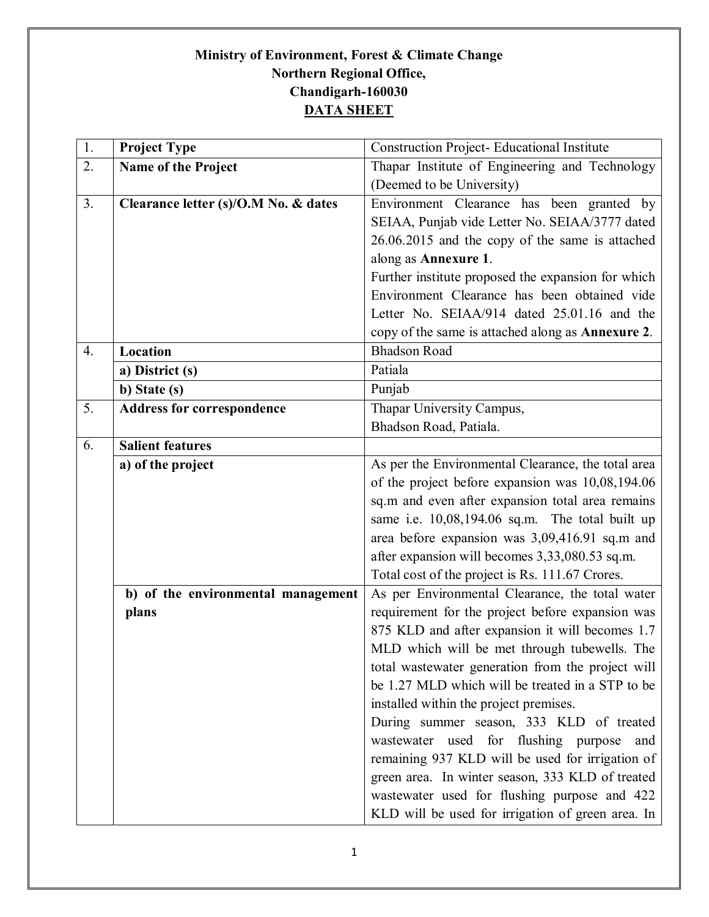**Ministry of Environment, Forest & Climate Change**
**Northern Regional Office,**
**Chandigarh-160030**
**DATA SHEET**

| | | |
|---|---|---|
| 1. | **Project Type** | Construction Project- Educational Institute |
| 2. | **Name of the Project** | Thapar Institute of Engineering and Technology (Deemed to be University) |
| 3. | **Clearance letter (s)/O.M No. & dates** | Environment Clearance has been granted by SEIAA, Punjab vide Letter No. SEIAA/3777 dated 26.06.2015 and the copy of the same is attached along as **Annexure 1**.<br>Further institute proposed the expansion for which Environment Clearance has been obtained vide Letter No. SEIAA/914 dated 25.01.16 and the copy of the same is attached along as **Annexure 2**. |
| 4. | **Location** | Bhadson Road |
| | **a) District (s)** | Patiala |
| | **b) State (s)** | Punjab |
| 5. | **Address for correspondence** | Thapar University Campus,<br>Bhadson Road, Patiala. |
| 6. | **Salient features** | |
| | **a) of the project** | As per the Environmental Clearance, the total area of the project before expansion was 10,08,194.06 sq.m and even after expansion total area remains same i.e. 10,08,194.06 sq.m. The total built up area before expansion was 3,09,416.91 sq.m and after expansion will becomes 3,33,080.53 sq.m.<br>Total cost of the project is Rs. 111.67 Crores. |
| | **b) of the environmental management plans** | As per Environmental Clearance, the total water requirement for the project before expansion was 875 KLD and after expansion it will becomes 1.7 MLD which will be met through tubewells. The total wastewater generation from the project will be 1.27 MLD which will be treated in a STP to be installed within the project premises.<br>During summer season, 333 KLD of treated wastewater used for flushing purpose and remaining 937 KLD will be used for irrigation of green area. In winter season, 333 KLD of treated wastewater used for flushing purpose and 422 KLD will be used for irrigation of green area. In |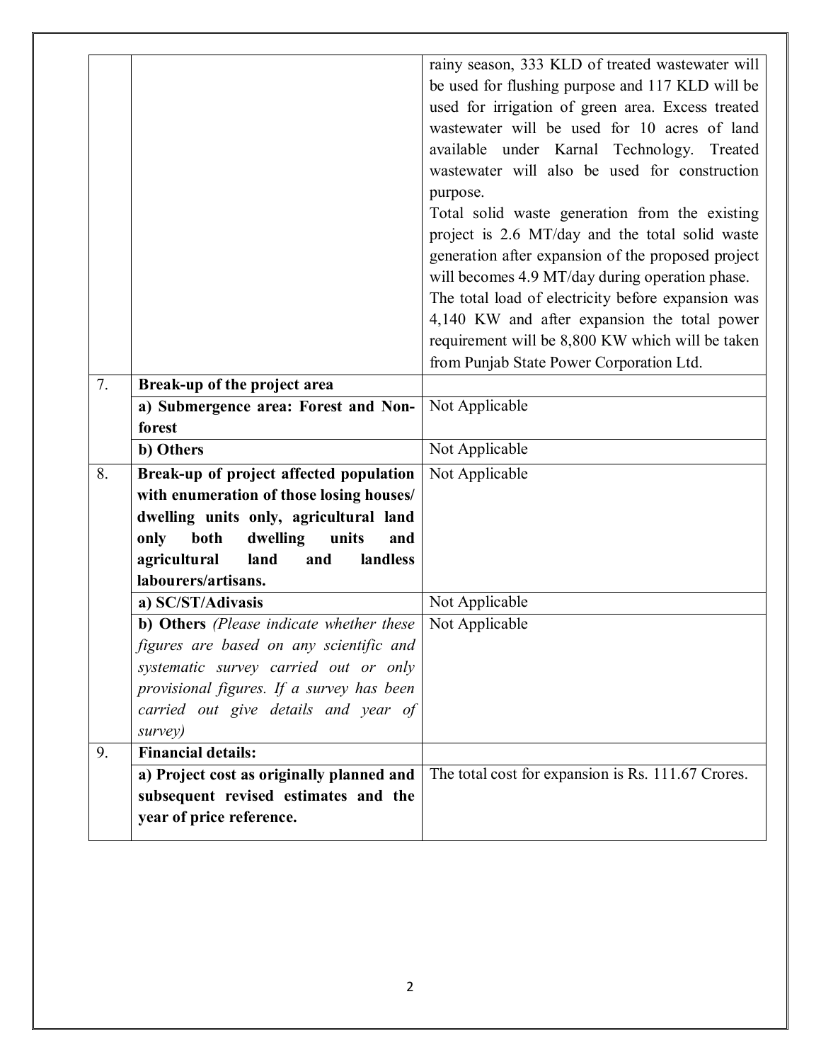| | | |
|---|---|---|
| | | rainy season, 333 KLD of treated wastewater will be used for flushing purpose and 117 KLD will be used for irrigation of green area. Excess treated wastewater will be used for 10 acres of land available under Karnal Technology. Treated wastewater will also be used for construction purpose.<br>Total solid waste generation from the existing project is 2.6 MT/day and the total solid waste generation after expansion of the proposed project will becomes 4.9 MT/day during operation phase.<br>The total load of electricity before expansion was 4,140 KW and after expansion the total power requirement will be 8,800 KW which will be taken from Punjab State Power Corporation Ltd. |
| 7. | **Break-up of the project area** | |
| | **a) Submergence area: Forest and Non-forest** | Not Applicable |
| | **b) Others** | Not Applicable |
| 8. | **Break-up of project affected population with enumeration of those losing houses/ dwelling units only, agricultural land only both dwelling units and agricultural land and landless labourers/artisans.** | Not Applicable |
| | **a) SC/ST/Adivasis** | Not Applicable |
| | **b) Others** *(Please indicate whether these figures are based on any scientific and systematic survey carried out or only provisional figures. If a survey has been carried out give details and year of survey)* | Not Applicable |
| 9. | **Financial details:** | |
| | **a) Project cost as originally planned and subsequent revised estimates and the year of price reference.** | The total cost for expansion is Rs. 111.67 Crores. |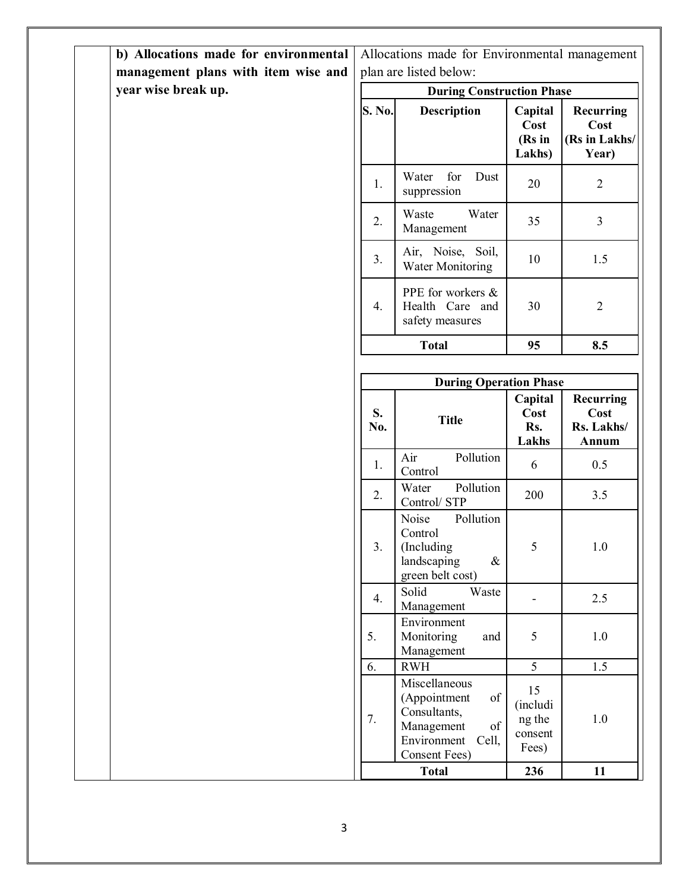**b) Allocations made for environmental management plans with item wise and year wise break up.**

Allocations made for Environmental management plan are listed below:

| During Construction Phase | | | |
|---|---|---|---|
| **S. No.** | **Description** | **Capital Cost (Rs in Lakhs)** | **Recurring Cost (Rs in Lakhs/ Year)** |
| 1. | Water for Dust suppression | 20 | 2 |
| 2. | Waste Water Management | 35 | 3 |
| 3. | Air, Noise, Soil, Water Monitoring | 10 | 1.5 |
| 4. | PPE for workers & Health Care and safety measures | 30 | 2 |
| **Total** | | **95** | **8.5** |

| During Operation Phase | | | |
|---|---|---|---|
| **S. No.** | **Title** | **Capital Cost Rs. Lakhs** | **Recurring Cost Rs. Lakhs/ Annum** |
| 1. | Air Pollution Control | 6 | 0.5 |
| 2. | Water Pollution Control/ STP | 200 | 3.5 |
| 3. | Noise Pollution Control (Including landscaping & green belt cost) | 5 | 1.0 |
| 4. | Solid Waste Management | - | 2.5 |
| 5. | Environment Monitoring and Management | 5 | 1.0 |
| 6. | RWH | 5 | 1.5 |
| 7. | Miscellaneous (Appointment of Consultants, Management of Environment Cell, Consent Fees) | 15 (including the consent Fees) | 1.0 |
| **Total** | | **236** | **11** |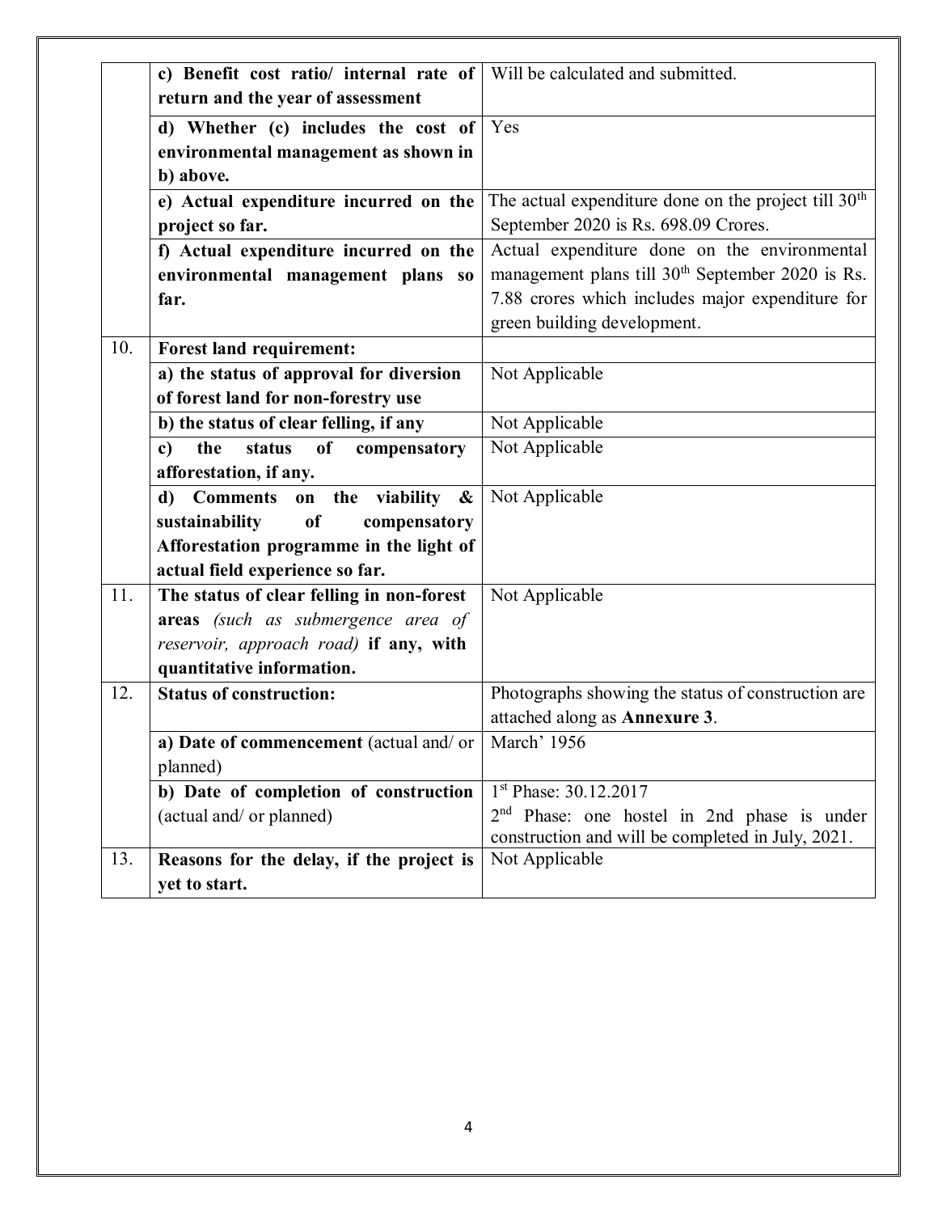| | | |
|---|---|---|
| | **c) Benefit cost ratio/ internal rate of return and the year of assessment** | Will be calculated and submitted. |
| | **d) Whether (c) includes the cost of environmental management as shown in b) above.** | Yes |
| | **e) Actual expenditure incurred on the project so far.** | The actual expenditure done on the project till 30th September 2020 is Rs. 698.09 Crores. |
| | **f) Actual expenditure incurred on the environmental management plans so far.** | Actual expenditure done on the environmental management plans till 30th September 2020 is Rs. 7.88 crores which includes major expenditure for green building development. |
| 10. | **Forest land requirement:** | |
| | **a) the status of approval for diversion of forest land for non-forestry use** | Not Applicable |
| | **b) the status of clear felling, if any** | Not Applicable |
| | **c) the status of compensatory afforestation, if any.** | Not Applicable |
| | **d) Comments on the viability & sustainability of compensatory Afforestation programme in the light of actual field experience so far.** | Not Applicable |
| 11. | **The status of clear felling in non-forest areas** *(such as submergence area of reservoir, approach road)* **if any, with quantitative information.** | Not Applicable |
| 12. | **Status of construction:** | Photographs showing the status of construction are attached along as **Annexure 3**. |
| | **a) Date of commencement** (actual and/ or planned) | March' 1956 |
| | **b) Date of completion of construction** (actual and/ or planned) | 1st Phase: 30.12.2017<br>2nd Phase: one hostel in 2nd phase is under construction and will be completed in July, 2021. |
| 13. | **Reasons for the delay, if the project is yet to start.** | Not Applicable |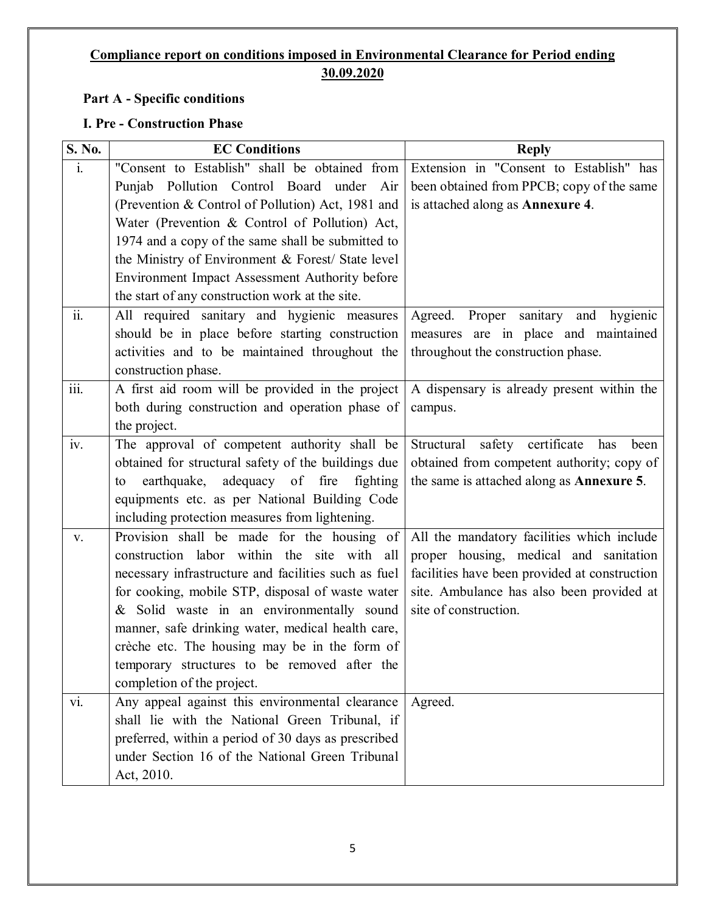## **Compliance report on conditions imposed in Environmental Clearance for Period ending 30.09.2020**

### Part A - Specific conditions

### I. Pre - Construction Phase

| S. No. | EC Conditions | Reply |
|---|---|---|
| i. | "Consent to Establish" shall be obtained from Punjab Pollution Control Board under Air (Prevention & Control of Pollution) Act, 1981 and Water (Prevention & Control of Pollution) Act, 1974 and a copy of the same shall be submitted to the Ministry of Environment & Forest/ State level Environment Impact Assessment Authority before the start of any construction work at the site. | Extension in "Consent to Establish" has been obtained from PPCB; copy of the same is attached along as **Annexure 4**. |
| ii. | All required sanitary and hygienic measures should be in place before starting construction activities and to be maintained throughout the construction phase. | Agreed. Proper sanitary and hygienic measures are in place and maintained throughout the construction phase. |
| iii. | A first aid room will be provided in the project both during construction and operation phase of the project. | A dispensary is already present within the campus. |
| iv. | The approval of competent authority shall be obtained for structural safety of the buildings due to earthquake, adequacy of fire fighting equipments etc. as per National Building Code including protection measures from lightening. | Structural safety certificate has been obtained from competent authority; copy of the same is attached along as **Annexure 5**. |
| v. | Provision shall be made for the housing of construction labor within the site with all necessary infrastructure and facilities such as fuel for cooking, mobile STP, disposal of waste water & Solid waste in an environmentally sound manner, safe drinking water, medical health care, crèche etc. The housing may be in the form of temporary structures to be removed after the completion of the project. | All the mandatory facilities which include proper housing, medical and sanitation facilities have been provided at construction site. Ambulance has also been provided at site of construction. |
| vi. | Any appeal against this environmental clearance shall lie with the National Green Tribunal, if preferred, within a period of 30 days as prescribed under Section 16 of the National Green Tribunal Act, 2010. | Agreed. |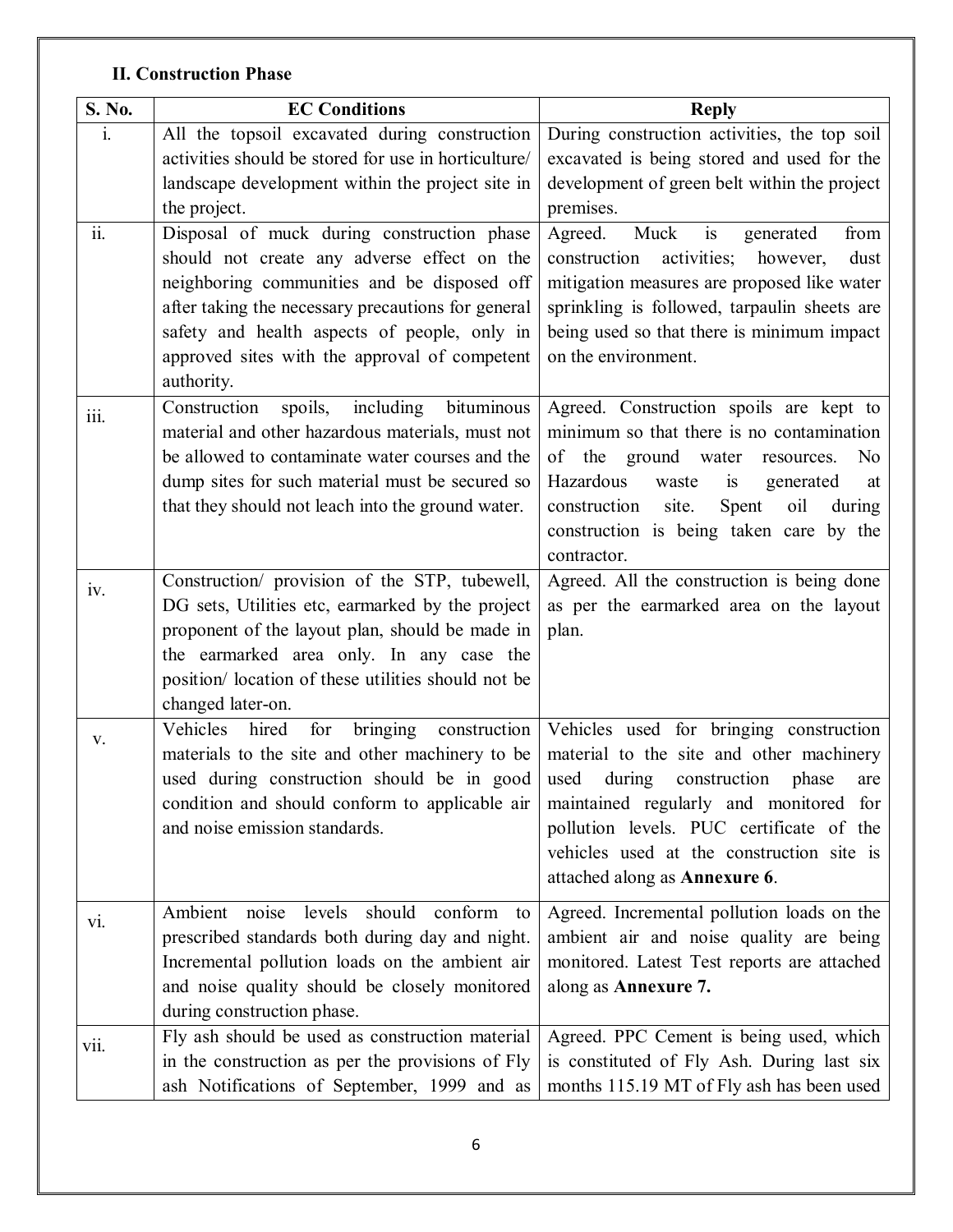**II. Construction Phase**

| S. No. | EC Conditions | Reply |
|---|---|---|
| i. | All the topsoil excavated during construction activities should be stored for use in horticulture/ landscape development within the project site in the project. | During construction activities, the top soil excavated is being stored and used for the development of green belt within the project premises. |
| ii. | Disposal of muck during construction phase should not create any adverse effect on the neighboring communities and be disposed off after taking the necessary precautions for general safety and health aspects of people, only in approved sites with the approval of competent authority. | Agreed. Muck is generated from construction activities; however, dust mitigation measures are proposed like water sprinkling is followed, tarpaulin sheets are being used so that there is minimum impact on the environment. |
| iii. | Construction spoils, including bituminous material and other hazardous materials, must not be allowed to contaminate water courses and the dump sites for such material must be secured so that they should not leach into the ground water. | Agreed. Construction spoils are kept to minimum so that there is no contamination of the ground water resources. No Hazardous waste is generated at construction site. Spent oil during construction is being taken care by the contractor. |
| iv. | Construction/ provision of the STP, tubewell, DG sets, Utilities etc, earmarked by the project proponent of the layout plan, should be made in the earmarked area only. In any case the position/ location of these utilities should not be changed later-on. | Agreed. All the construction is being done as per the earmarked area on the layout plan. |
| v. | Vehicles hired for bringing construction materials to the site and other machinery to be used during construction should be in good condition and should conform to applicable air and noise emission standards. | Vehicles used for bringing construction material to the site and other machinery used during construction phase are maintained regularly and monitored for pollution levels. PUC certificate of the vehicles used at the construction site is attached along as **Annexure 6**. |
| vi. | Ambient noise levels should conform to prescribed standards both during day and night. Incremental pollution loads on the ambient air and noise quality should be closely monitored during construction phase. | Agreed. Incremental pollution loads on the ambient air and noise quality are being monitored. Latest Test reports are attached along as **Annexure 7.** |
| vii. | Fly ash should be used as construction material in the construction as per the provisions of Fly ash Notifications of September, 1999 and as | Agreed. PPC Cement is being used, which is constituted of Fly Ash. During last six months 115.19 MT of Fly ash has been used |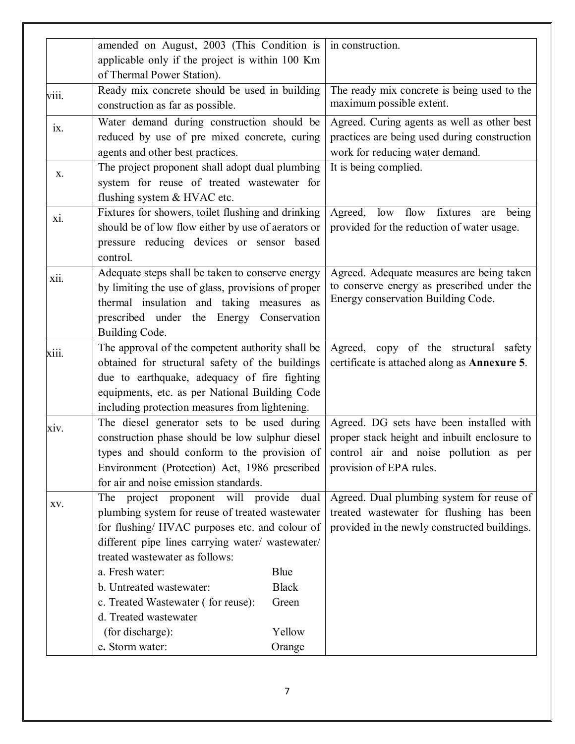| | | |
|---|---|---|
| | amended on August, 2003 (This Condition is applicable only if the project is within 100 Km of Thermal Power Station). | in construction. |
| viii. | Ready mix concrete should be used in building construction as far as possible. | The ready mix concrete is being used to the maximum possible extent. |
| ix. | Water demand during construction should be reduced by use of pre mixed concrete, curing agents and other best practices. | Agreed. Curing agents as well as other best practices are being used during construction work for reducing water demand. |
| x. | The project proponent shall adopt dual plumbing system for reuse of treated wastewater for flushing system & HVAC etc. | It is being complied. |
| xi. | Fixtures for showers, toilet flushing and drinking should be of low flow either by use of aerators or pressure reducing devices or sensor based control. | Agreed, low flow fixtures are being provided for the reduction of water usage. |
| xii. | Adequate steps shall be taken to conserve energy by limiting the use of glass, provisions of proper thermal insulation and taking measures as prescribed under the Energy Conservation Building Code. | Agreed. Adequate measures are being taken to conserve energy as prescribed under the Energy conservation Building Code. |
| xiii. | The approval of the competent authority shall be obtained for structural safety of the buildings due to earthquake, adequacy of fire fighting equipments, etc. as per National Building Code including protection measures from lightening. | Agreed, copy of the structural safety certificate is attached along as **Annexure 5**. |
| xiv. | The diesel generator sets to be used during construction phase should be low sulphur diesel types and should conform to the provision of Environment (Protection) Act, 1986 prescribed for air and noise emission standards. | Agreed. DG sets have been installed with proper stack height and inbuilt enclosure to control air and noise pollution as per provision of EPA rules. |
| xv. | The project proponent will provide dual plumbing system for reuse of treated wastewater for flushing/ HVAC purposes etc. and colour of different pipe lines carrying water/ wastewater/ treated wastewater as follows:<br>a. Fresh water: Blue<br>b. Untreated wastewater: Black<br>c. Treated Wastewater ( for reuse): Green<br>d. Treated wastewater (for discharge): Yellow<br>e. Storm water: Orange | Agreed. Dual plumbing system for reuse of treated wastewater for flushing has been provided in the newly constructed buildings. |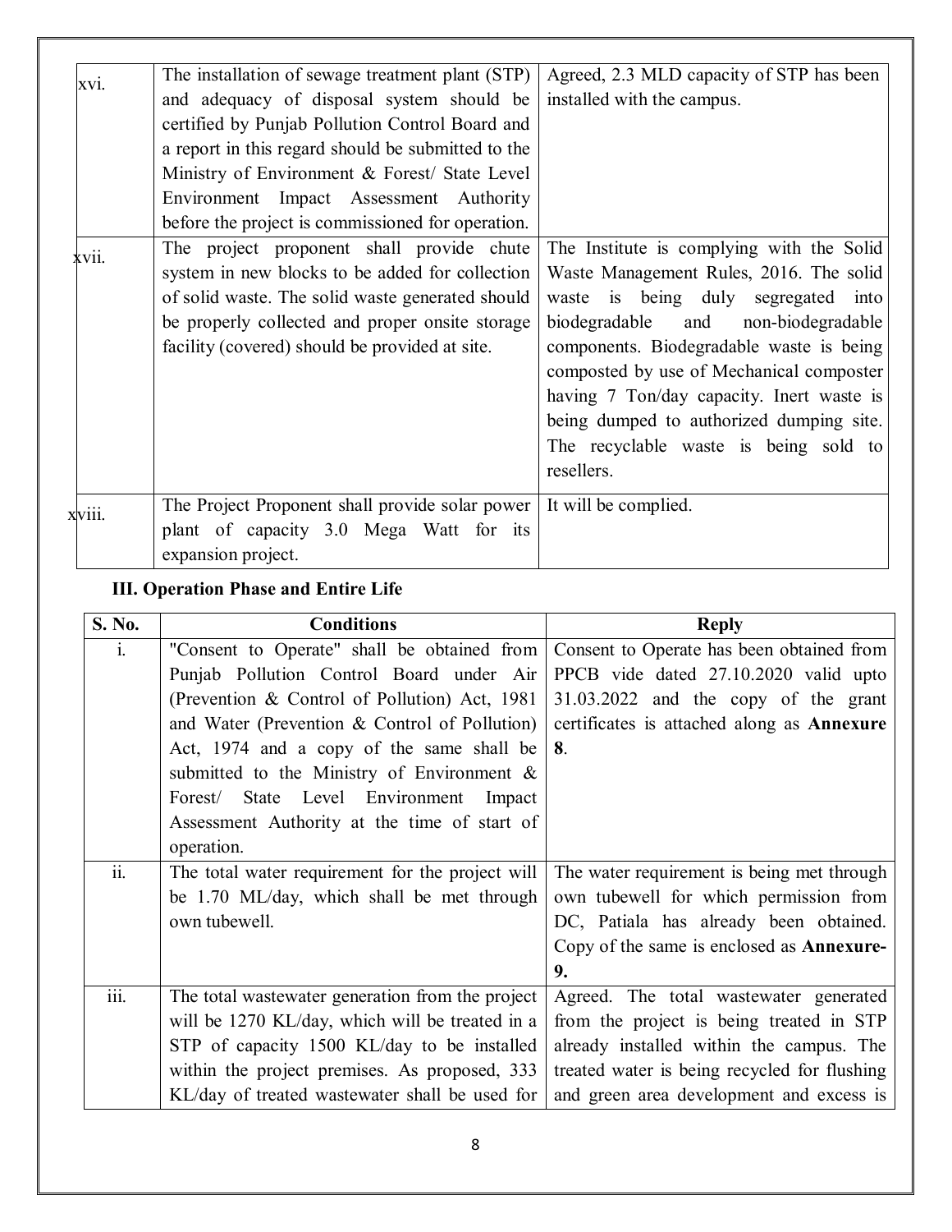| | | |
|---|---|---|
| xvi. | The installation of sewage treatment plant (STP) and adequacy of disposal system should be certified by Punjab Pollution Control Board and a report in this regard should be submitted to the Ministry of Environment & Forest/ State Level Environment Impact Assessment Authority before the project is commissioned for operation. | Agreed, 2.3 MLD capacity of STP has been installed with the campus. |
| xvii. | The project proponent shall provide chute system in new blocks to be added for collection of solid waste. The solid waste generated should be properly collected and proper onsite storage facility (covered) should be provided at site. | The Institute is complying with the Solid Waste Management Rules, 2016. The solid waste is being duly segregated into biodegradable and non-biodegradable components. Biodegradable waste is being composted by use of Mechanical composter having 7 Ton/day capacity. Inert waste is being dumped to authorized dumping site. The recyclable waste is being sold to resellers. |
| xviii. | The Project Proponent shall provide solar power plant of capacity 3.0 Mega Watt for its expansion project. | It will be complied. |

### III. Operation Phase and Entire Life

| S. No. | Conditions | Reply |
|---|---|---|
| i. | "Consent to Operate" shall be obtained from Punjab Pollution Control Board under Air (Prevention & Control of Pollution) Act, 1981 and Water (Prevention & Control of Pollution) Act, 1974 and a copy of the same shall be submitted to the Ministry of Environment & Forest/ State Level Environment Impact Assessment Authority at the time of start of operation. | Consent to Operate has been obtained from PPCB vide dated 27.10.2020 valid upto 31.03.2022 and the copy of the grant certificates is attached along as **Annexure 8**. |
| ii. | The total water requirement for the project will be 1.70 ML/day, which shall be met through own tubewell. | The water requirement is being met through own tubewell for which permission from DC, Patiala has already been obtained. Copy of the same is enclosed as **Annexure-9.** |
| iii. | The total wastewater generation from the project will be 1270 KL/day, which will be treated in a STP of capacity 1500 KL/day to be installed within the project premises. As proposed, 333 KL/day of treated wastewater shall be used for | Agreed. The total wastewater generated from the project is being treated in STP already installed within the campus. The treated water is being recycled for flushing and green area development and excess is |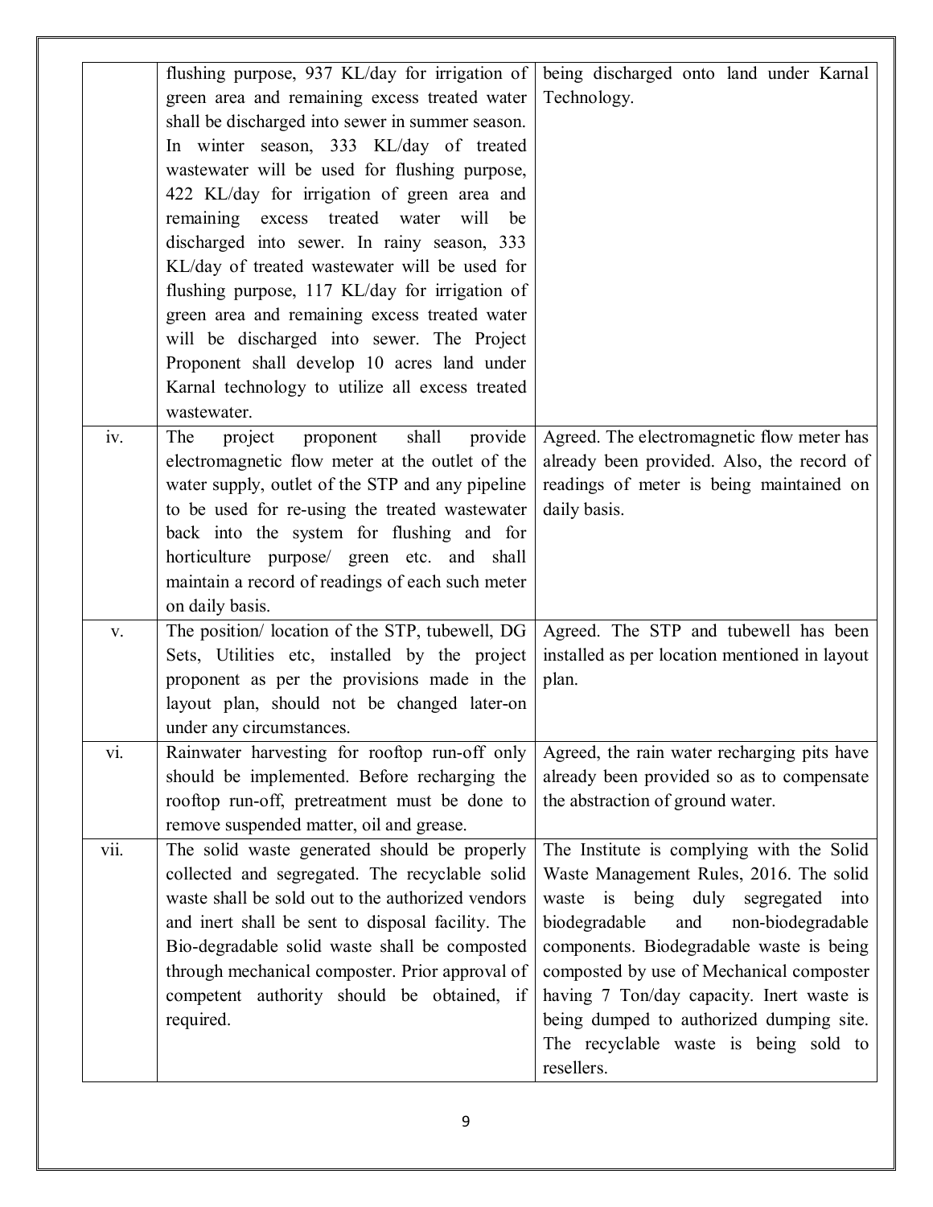| | | |
|---|---|---|
| | flushing purpose, 937 KL/day for irrigation of green area and remaining excess treated water shall be discharged into sewer in summer season. In winter season, 333 KL/day of treated wastewater will be used for flushing purpose, 422 KL/day for irrigation of green area and remaining excess treated water will be discharged into sewer. In rainy season, 333 KL/day of treated wastewater will be used for flushing purpose, 117 KL/day for irrigation of green area and remaining excess treated water will be discharged into sewer. The Project Proponent shall develop 10 acres land under Karnal technology to utilize all excess treated wastewater. | being discharged onto land under Karnal Technology. |
| iv. | The project proponent shall provide electromagnetic flow meter at the outlet of the water supply, outlet of the STP and any pipeline to be used for re-using the treated wastewater back into the system for flushing and for horticulture purpose/ green etc. and shall maintain a record of readings of each such meter on daily basis. | Agreed. The electromagnetic flow meter has already been provided. Also, the record of readings of meter is being maintained on daily basis. |
| v. | The position/ location of the STP, tubewell, DG Sets, Utilities etc, installed by the project proponent as per the provisions made in the layout plan, should not be changed later-on under any circumstances. | Agreed. The STP and tubewell has been installed as per location mentioned in layout plan. |
| vi. | Rainwater harvesting for rooftop run-off only should be implemented. Before recharging the rooftop run-off, pretreatment must be done to remove suspended matter, oil and grease. | Agreed, the rain water recharging pits have already been provided so as to compensate the abstraction of ground water. |
| vii. | The solid waste generated should be properly collected and segregated. The recyclable solid waste shall be sold out to the authorized vendors and inert shall be sent to disposal facility. The Bio-degradable solid waste shall be composted through mechanical composter. Prior approval of competent authority should be obtained, if required. | The Institute is complying with the Solid Waste Management Rules, 2016. The solid waste is being duly segregated into biodegradable and non-biodegradable components. Biodegradable waste is being composted by use of Mechanical composter having 7 Ton/day capacity. Inert waste is being dumped to authorized dumping site. The recyclable waste is being sold to resellers. |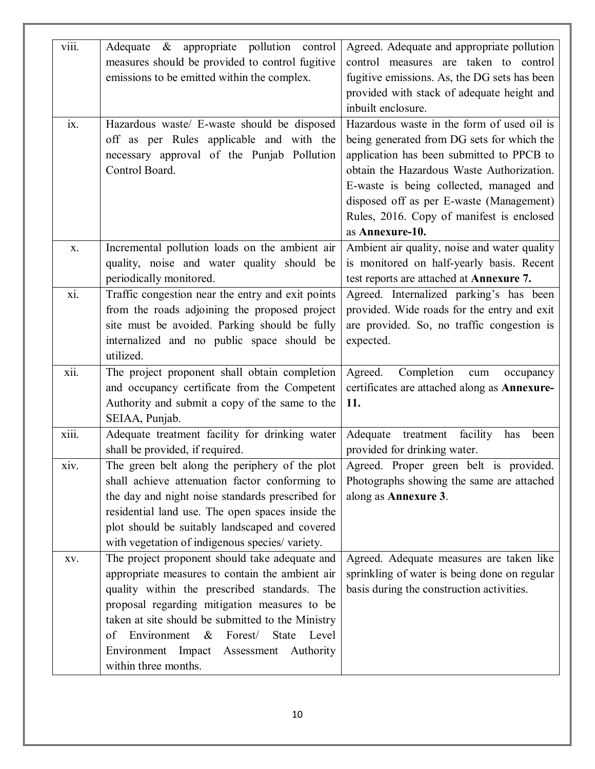| viii. | Adequate & appropriate pollution control measures should be provided to control fugitive emissions to be emitted within the complex. | Agreed. Adequate and appropriate pollution control measures are taken to control fugitive emissions. As, the DG sets has been provided with stack of adequate height and inbuilt enclosure. |
|---|---|---|
| ix. | Hazardous waste/ E-waste should be disposed off as per Rules applicable and with the necessary approval of the Punjab Pollution Control Board. | Hazardous waste in the form of used oil is being generated from DG sets for which the application has been submitted to PPCB to obtain the Hazardous Waste Authorization. E-waste is being collected, managed and disposed off as per E-waste (Management) Rules, 2016. Copy of manifest is enclosed as **Annexure-10.** |
| x. | Incremental pollution loads on the ambient air quality, noise and water quality should be periodically monitored. | Ambient air quality, noise and water quality is monitored on half-yearly basis. Recent test reports are attached at **Annexure 7.** |
| xi. | Traffic congestion near the entry and exit points from the roads adjoining the proposed project site must be avoided. Parking should be fully internalized and no public space should be utilized. | Agreed. Internalized parking's has been provided. Wide roads for the entry and exit are provided. So, no traffic congestion is expected. |
| xii. | The project proponent shall obtain completion and occupancy certificate from the Competent Authority and submit a copy of the same to the SEIAA, Punjab. | Agreed. Completion cum occupancy certificates are attached along as **Annexure-11.** |
| xiii. | Adequate treatment facility for drinking water shall be provided, if required. | Adequate treatment facility has been provided for drinking water. |
| xiv. | The green belt along the periphery of the plot shall achieve attenuation factor conforming to the day and night noise standards prescribed for residential land use. The open spaces inside the plot should be suitably landscaped and covered with vegetation of indigenous species/ variety. | Agreed. Proper green belt is provided. Photographs showing the same are attached along as **Annexure 3**. |
| xv. | The project proponent should take adequate and appropriate measures to contain the ambient air quality within the prescribed standards. The proposal regarding mitigation measures to be taken at site should be submitted to the Ministry of Environment & Forest/ State Level Environment Impact Assessment Authority within three months. | Agreed. Adequate measures are taken like sprinkling of water is being done on regular basis during the construction activities. |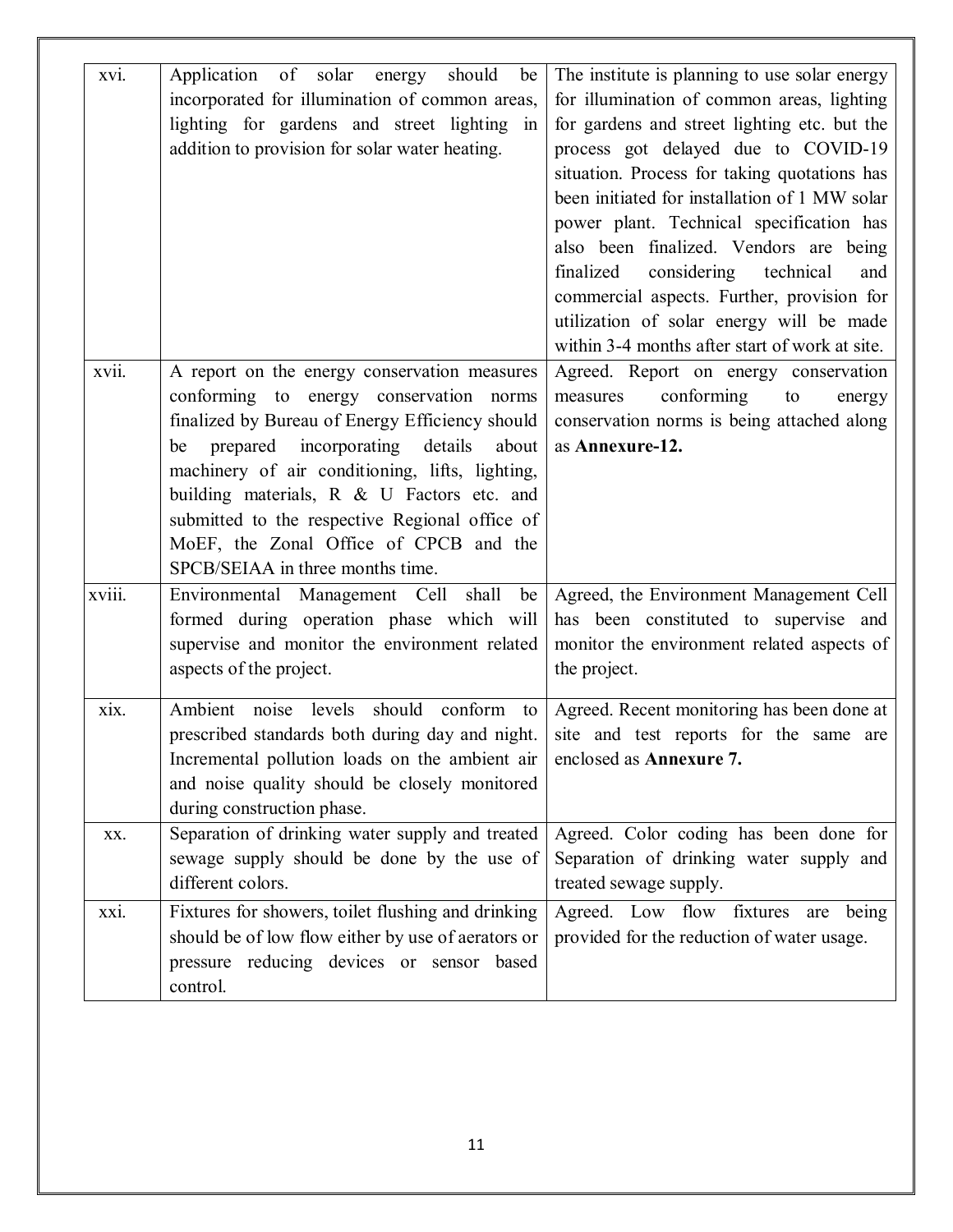| xvi. | Application of solar energy should be incorporated for illumination of common areas, lighting for gardens and street lighting in addition to provision for solar water heating. | The institute is planning to use solar energy for illumination of common areas, lighting for gardens and street lighting etc. but the process got delayed due to COVID-19 situation. Process for taking quotations has been initiated for installation of 1 MW solar power plant. Technical specification has also been finalized. Vendors are being finalized considering technical and commercial aspects. Further, provision for utilization of solar energy will be made within 3-4 months after start of work at site. |
|---|---|---|
| xvii. | A report on the energy conservation measures conforming to energy conservation norms finalized by Bureau of Energy Efficiency should be prepared incorporating details about machinery of air conditioning, lifts, lighting, building materials, R & U Factors etc. and submitted to the respective Regional office of MoEF, the Zonal Office of CPCB and the SPCB/SEIAA in three months time. | Agreed. Report on energy conservation measures conforming to energy conservation norms is being attached along as **Annexure-12.** |
| xviii. | Environmental Management Cell shall be formed during operation phase which will supervise and monitor the environment related aspects of the project. | Agreed, the Environment Management Cell has been constituted to supervise and monitor the environment related aspects of the project. |
| xix. | Ambient noise levels should conform to prescribed standards both during day and night. Incremental pollution loads on the ambient air and noise quality should be closely monitored during construction phase. | Agreed. Recent monitoring has been done at site and test reports for the same are enclosed as **Annexure 7.** |
| xx. | Separation of drinking water supply and treated sewage supply should be done by the use of different colors. | Agreed. Color coding has been done for Separation of drinking water supply and treated sewage supply. |
| xxi. | Fixtures for showers, toilet flushing and drinking should be of low flow either by use of aerators or pressure reducing devices or sensor based control. | Agreed. Low flow fixtures are being provided for the reduction of water usage. |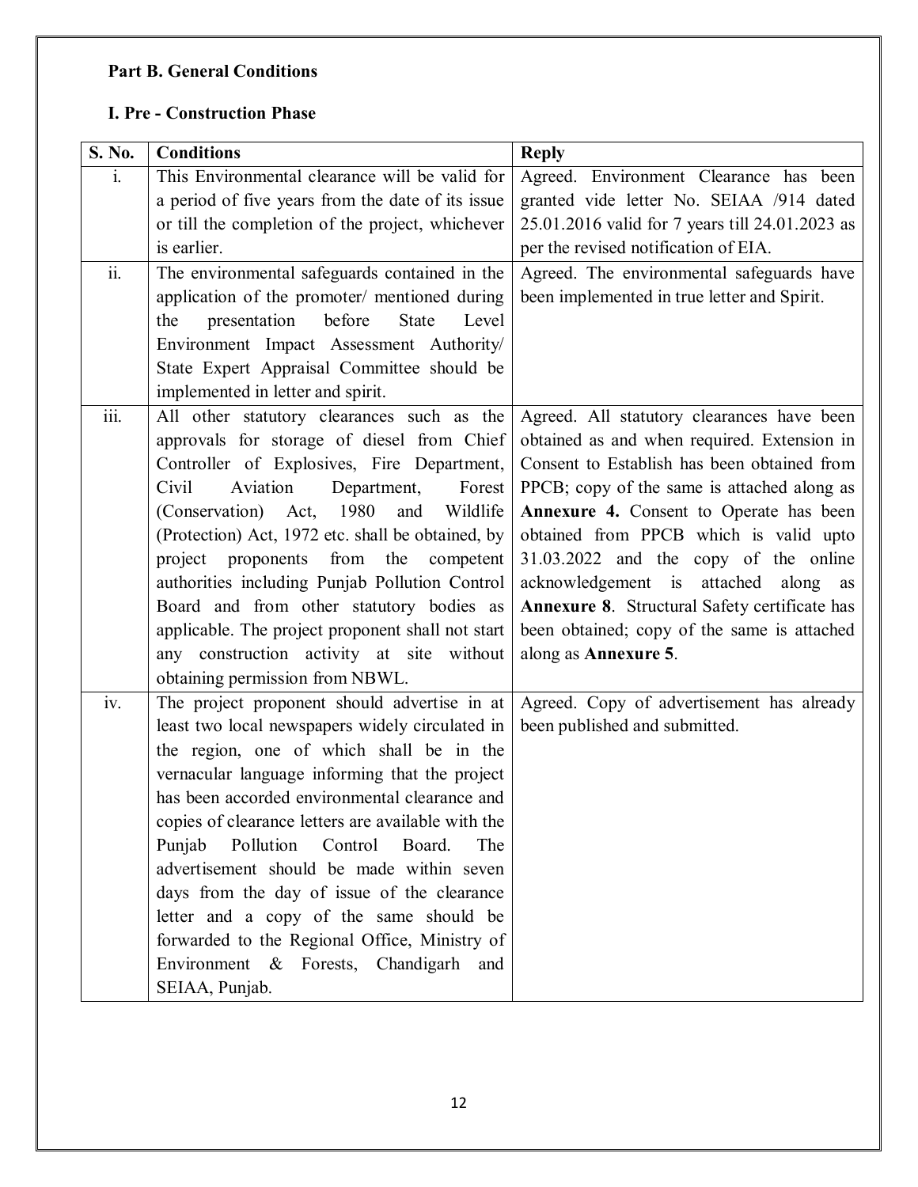**Part B. General Conditions**

**I. Pre - Construction Phase**

| S. No. | Conditions | Reply |
|---|---|---|
| i. | This Environmental clearance will be valid for a period of five years from the date of its issue or till the completion of the project, whichever is earlier. | Agreed. Environment Clearance has been granted vide letter No. SEIAA /914 dated 25.01.2016 valid for 7 years till 24.01.2023 as per the revised notification of EIA. |
| ii. | The environmental safeguards contained in the application of the promoter/ mentioned during the presentation before State Level Environment Impact Assessment Authority/ State Expert Appraisal Committee should be implemented in letter and spirit. | Agreed. The environmental safeguards have been implemented in true letter and Spirit. |
| iii. | All other statutory clearances such as the approvals for storage of diesel from Chief Controller of Explosives, Fire Department, Civil Aviation Department, Forest (Conservation) Act, 1980 and Wildlife (Protection) Act, 1972 etc. shall be obtained, by project proponents from the competent authorities including Punjab Pollution Control Board and from other statutory bodies as applicable. The project proponent shall not start any construction activity at site without obtaining permission from NBWL. | Agreed. All statutory clearances have been obtained as and when required. Extension in Consent to Establish has been obtained from PPCB; copy of the same is attached along as **Annexure 4.** Consent to Operate has been obtained from PPCB which is valid upto 31.03.2022 and the copy of the online acknowledgement is attached along as **Annexure 8**. Structural Safety certificate has been obtained; copy of the same is attached along as **Annexure 5**. |
| iv. | The project proponent should advertise in at least two local newspapers widely circulated in the region, one of which shall be in the vernacular language informing that the project has been accorded environmental clearance and copies of clearance letters are available with the Punjab Pollution Control Board. The advertisement should be made within seven days from the day of issue of the clearance letter and a copy of the same should be forwarded to the Regional Office, Ministry of Environment & Forests, Chandigarh and SEIAA, Punjab. | Agreed. Copy of advertisement has already been published and submitted. |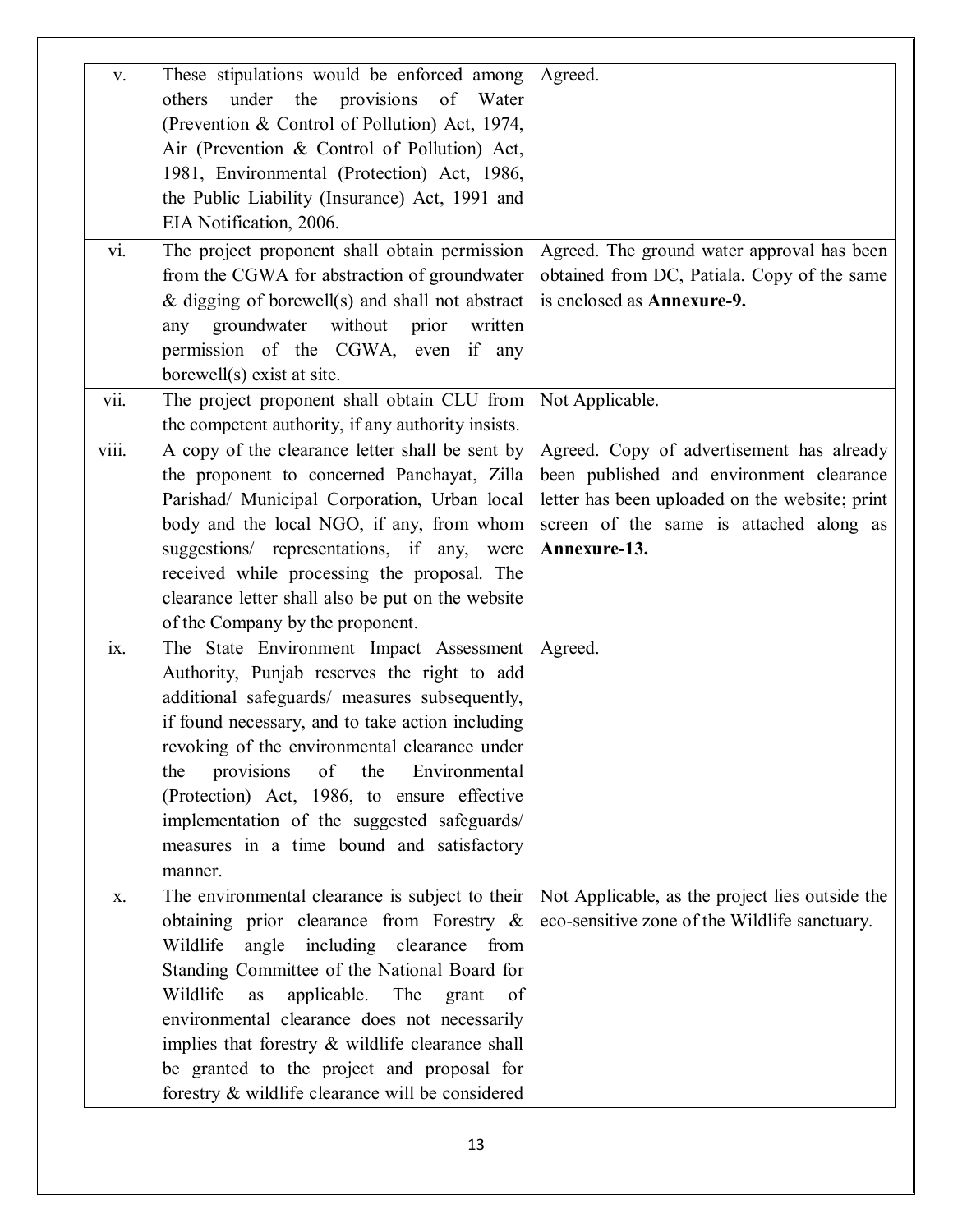| | | |
|---|---|---|
| v. | These stipulations would be enforced among others under the provisions of Water (Prevention & Control of Pollution) Act, 1974, Air (Prevention & Control of Pollution) Act, 1981, Environmental (Protection) Act, 1986, the Public Liability (Insurance) Act, 1991 and EIA Notification, 2006. | Agreed. |
| vi. | The project proponent shall obtain permission from the CGWA for abstraction of groundwater & digging of borewell(s) and shall not abstract any groundwater without prior written permission of the CGWA, even if any borewell(s) exist at site. | Agreed. The ground water approval has been obtained from DC, Patiala. Copy of the same is enclosed as **Annexure-9.** |
| vii. | The project proponent shall obtain CLU from the competent authority, if any authority insists. | Not Applicable. |
| viii. | A copy of the clearance letter shall be sent by the proponent to concerned Panchayat, Zilla Parishad/ Municipal Corporation, Urban local body and the local NGO, if any, from whom suggestions/ representations, if any, were received while processing the proposal. The clearance letter shall also be put on the website of the Company by the proponent. | Agreed. Copy of advertisement has already been published and environment clearance letter has been uploaded on the website; print screen of the same is attached along as **Annexure-13.** |
| ix. | The State Environment Impact Assessment Authority, Punjab reserves the right to add additional safeguards/ measures subsequently, if found necessary, and to take action including revoking of the environmental clearance under the provisions of the Environmental (Protection) Act, 1986, to ensure effective implementation of the suggested safeguards/ measures in a time bound and satisfactory manner. | Agreed. |
| x. | The environmental clearance is subject to their obtaining prior clearance from Forestry & Wildlife angle including clearance from Standing Committee of the National Board for Wildlife as applicable. The grant of environmental clearance does not necessarily implies that forestry & wildlife clearance shall be granted to the project and proposal for forestry & wildlife clearance will be considered | Not Applicable, as the project lies outside the eco-sensitive zone of the Wildlife sanctuary. |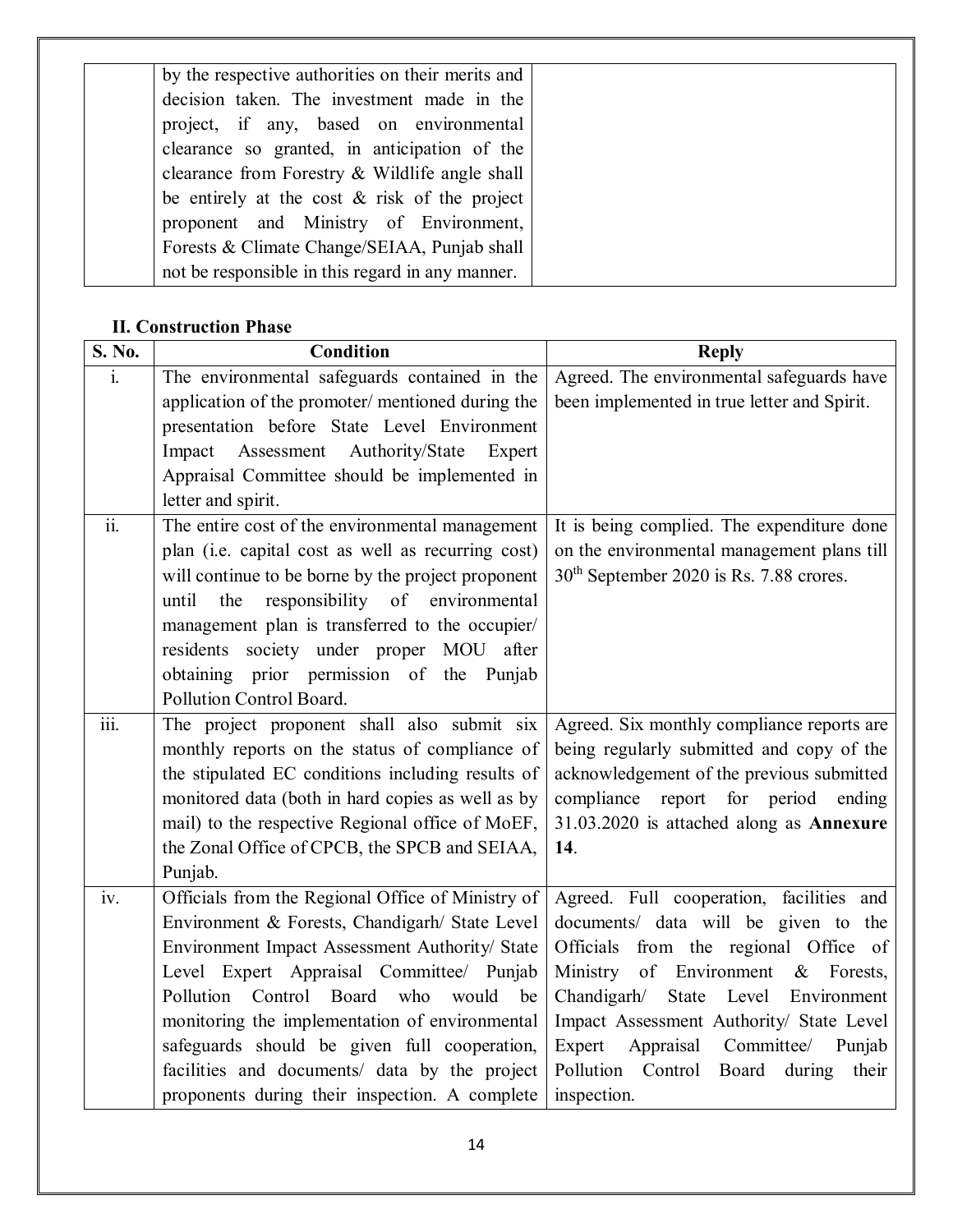|  | by the respective authorities on their merits and decision taken. The investment made in the project, if any, based on environmental clearance so granted, in anticipation of the clearance from Forestry & Wildlife angle shall be entirely at the cost & risk of the project proponent and Ministry of Environment, Forests & Climate Change/SEIAA, Punjab shall not be responsible in this regard in any manner. |  |
|---|---|---|

**II. Construction Phase**

| S. No. | Condition | Reply |
|---|---|---|
| i. | The environmental safeguards contained in the application of the promoter/ mentioned during the presentation before State Level Environment Impact Assessment Authority/State Expert Appraisal Committee should be implemented in letter and spirit. | Agreed. The environmental safeguards have been implemented in true letter and Spirit. |
| ii. | The entire cost of the environmental management plan (i.e. capital cost as well as recurring cost) will continue to be borne by the project proponent until the responsibility of environmental management plan is transferred to the occupier/ residents society under proper MOU after obtaining prior permission of the Punjab Pollution Control Board. | It is being complied. The expenditure done on the environmental management plans till 30th September 2020 is Rs. 7.88 crores. |
| iii. | The project proponent shall also submit six monthly reports on the status of compliance of the stipulated EC conditions including results of monitored data (both in hard copies as well as by mail) to the respective Regional office of MoEF, the Zonal Office of CPCB, the SPCB and SEIAA, Punjab. | Agreed. Six monthly compliance reports are being regularly submitted and copy of the acknowledgement of the previous submitted compliance report for period ending 31.03.2020 is attached along as **Annexure 14**. |
| iv. | Officials from the Regional Office of Ministry of Environment & Forests, Chandigarh/ State Level Environment Impact Assessment Authority/ State Level Expert Appraisal Committee/ Punjab Pollution Control Board who would be monitoring the implementation of environmental safeguards should be given full cooperation, facilities and documents/ data by the project proponents during their inspection. A complete | Agreed. Full cooperation, facilities and documents/ data will be given to the Officials from the regional Office of Ministry of Environment & Forests, Chandigarh/ State Level Environment Impact Assessment Authority/ State Level Expert Appraisal Committee/ Punjab Pollution Control Board during their inspection. |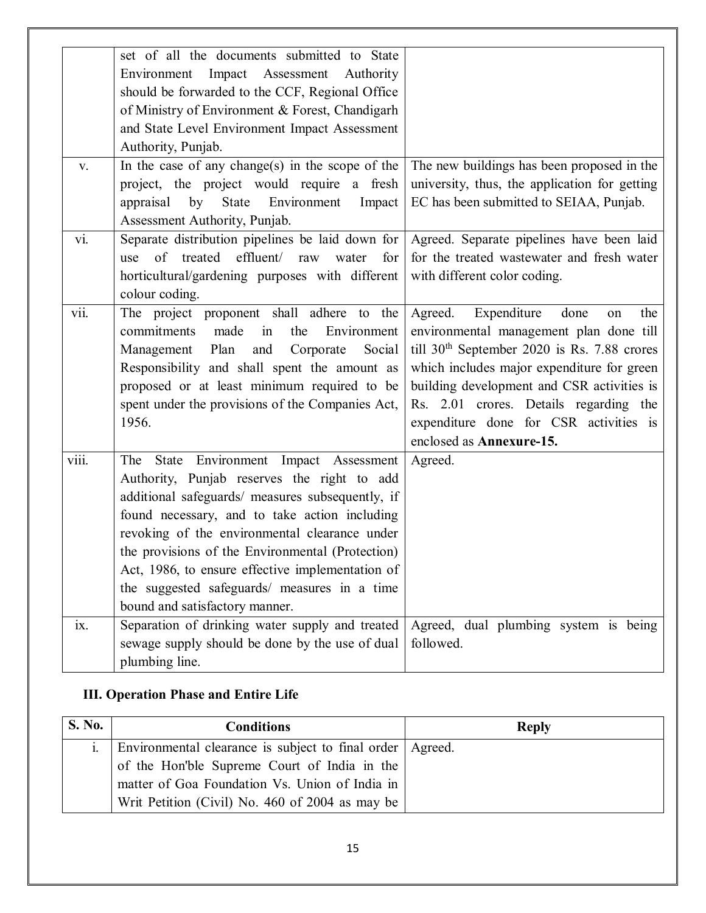|  | set of all the documents submitted to State Environment Impact Assessment Authority should be forwarded to the CCF, Regional Office of Ministry of Environment & Forest, Chandigarh and State Level Environment Impact Assessment Authority, Punjab. |  |
|---|---|---|
| v. | In the case of any change(s) in the scope of the project, the project would require a fresh appraisal by State Environment Impact Assessment Authority, Punjab. | The new buildings has been proposed in the university, thus, the application for getting EC has been submitted to SEIAA, Punjab. |
| vi. | Separate distribution pipelines be laid down for use of treated effluent/ raw water for horticultural/gardening purposes with different colour coding. | Agreed. Separate pipelines have been laid for the treated wastewater and fresh water with different color coding. |
| vii. | The project proponent shall adhere to the commitments made in the Environment Management Plan and Corporate Social Responsibility and shall spent the amount as proposed or at least minimum required to be spent under the provisions of the Companies Act, 1956. | Agreed. Expenditure done on the environmental management plan done till till 30th September 2020 is Rs. 7.88 crores which includes major expenditure for green building development and CSR activities is Rs. 2.01 crores. Details regarding the expenditure done for CSR activities is enclosed as **Annexure-15.** |
| viii. | The State Environment Impact Assessment Authority, Punjab reserves the right to add additional safeguards/ measures subsequently, if found necessary, and to take action including revoking of the environmental clearance under the provisions of the Environmental (Protection) Act, 1986, to ensure effective implementation of the suggested safeguards/ measures in a time bound and satisfactory manner. | Agreed. |
| ix. | Separation of drinking water supply and treated sewage supply should be done by the use of dual plumbing line. | Agreed, dual plumbing system is being followed. |

**III. Operation Phase and Entire Life**

| S. No. | Conditions | Reply |
|---|---|---|
| i. | Environmental clearance is subject to final order of the Hon'ble Supreme Court of India in the matter of Goa Foundation Vs. Union of India in Writ Petition (Civil) No. 460 of 2004 as may be | Agreed. |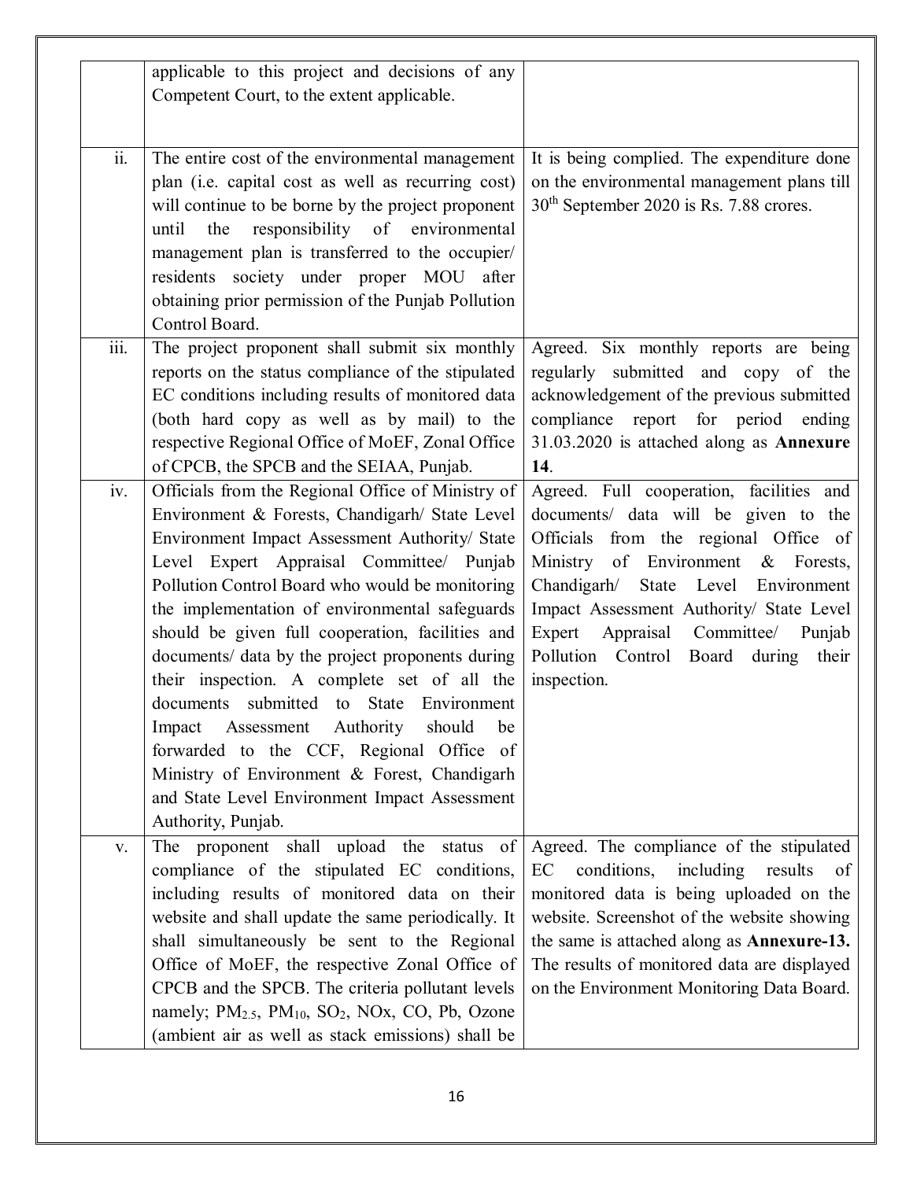| | | |
|---|---|---|
| | applicable to this project and decisions of any Competent Court, to the extent applicable. | |
| ii. | The entire cost of the environmental management plan (i.e. capital cost as well as recurring cost) will continue to be borne by the project proponent until the responsibility of environmental management plan is transferred to the occupier/ residents society under proper MOU after obtaining prior permission of the Punjab Pollution Control Board. | It is being complied. The expenditure done on the environmental management plans till 30th September 2020 is Rs. 7.88 crores. |
| iii. | The project proponent shall submit six monthly reports on the status compliance of the stipulated EC conditions including results of monitored data (both hard copy as well as by mail) to the respective Regional Office of MoEF, Zonal Office of CPCB, the SPCB and the SEIAA, Punjab. | Agreed. Six monthly reports are being regularly submitted and copy of the acknowledgement of the previous submitted compliance report for period ending 31.03.2020 is attached along as **Annexure 14**. |
| iv. | Officials from the Regional Office of Ministry of Environment & Forests, Chandigarh/ State Level Environment Impact Assessment Authority/ State Level Expert Appraisal Committee/ Punjab Pollution Control Board who would be monitoring the implementation of environmental safeguards should be given full cooperation, facilities and documents/ data by the project proponents during their inspection. A complete set of all the documents submitted to State Environment Impact Assessment Authority should be forwarded to the CCF, Regional Office of Ministry of Environment & Forest, Chandigarh and State Level Environment Impact Assessment Authority, Punjab. | Agreed. Full cooperation, facilities and documents/ data will be given to the Officials from the regional Office of Ministry of Environment & Forests, Chandigarh/ State Level Environment Impact Assessment Authority/ State Level Expert Appraisal Committee/ Punjab Pollution Control Board during their inspection. |
| v. | The proponent shall upload the status of compliance of the stipulated EC conditions, including results of monitored data on their website and shall update the same periodically. It shall simultaneously be sent to the Regional Office of MoEF, the respective Zonal Office of CPCB and the SPCB. The criteria pollutant levels namely; $PM_{2.5}$, $PM_{10}$, $SO_2$, NOx, CO, Pb, Ozone (ambient air as well as stack emissions) shall be | Agreed. The compliance of the stipulated EC conditions, including results of monitored data is being uploaded on the website. Screenshot of the website showing the same is attached along as **Annexure-13.** The results of monitored data are displayed on the Environment Monitoring Data Board. |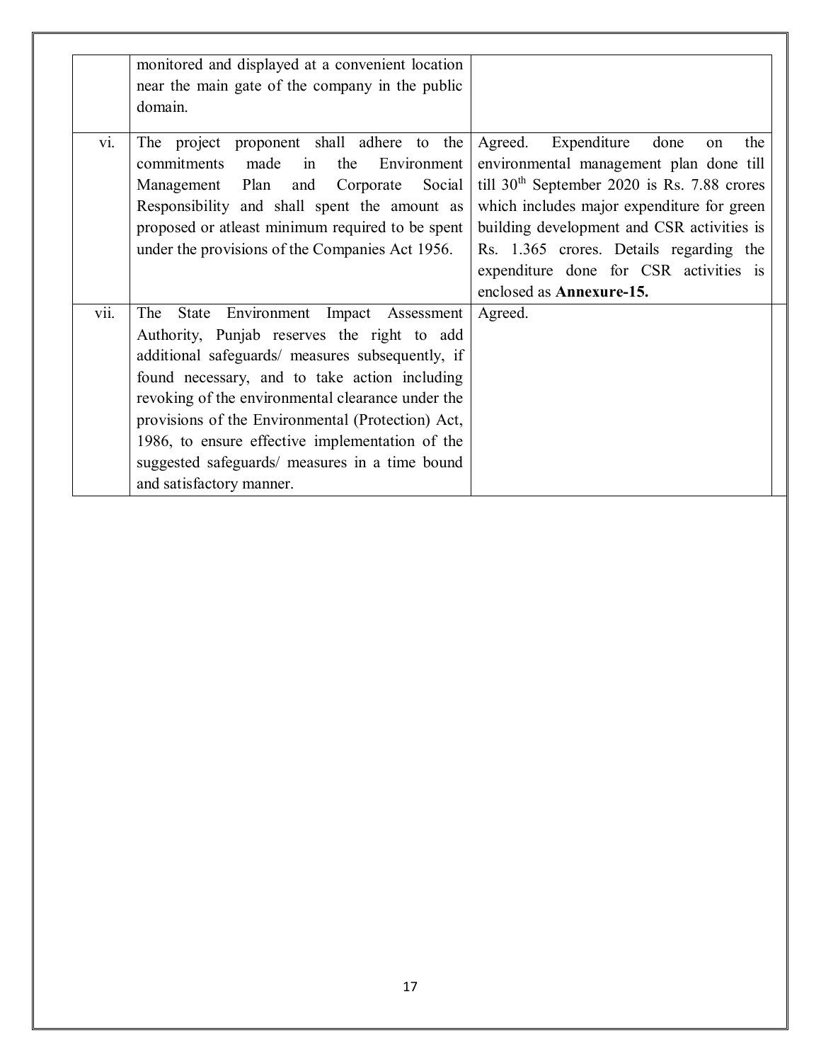| | | |
|---|---|---|
| | monitored and displayed at a convenient location near the main gate of the company in the public domain. | |
| vi. | The project proponent shall adhere to the commitments made in the Environment Management Plan and Corporate Social Responsibility and shall spent the amount as proposed or atleast minimum required to be spent under the provisions of the Companies Act 1956. | Agreed. Expenditure done on the environmental management plan done till till 30th September 2020 is Rs. 7.88 crores which includes major expenditure for green building development and CSR activities is Rs. 1.365 crores. Details regarding the expenditure done for CSR activities is enclosed as **Annexure-15.** |
| vii. | The State Environment Impact Assessment Authority, Punjab reserves the right to add additional safeguards/ measures subsequently, if found necessary, and to take action including revoking of the environmental clearance under the provisions of the Environmental (Protection) Act, 1986, to ensure effective implementation of the suggested safeguards/ measures in a time bound and satisfactory manner. | Agreed. |